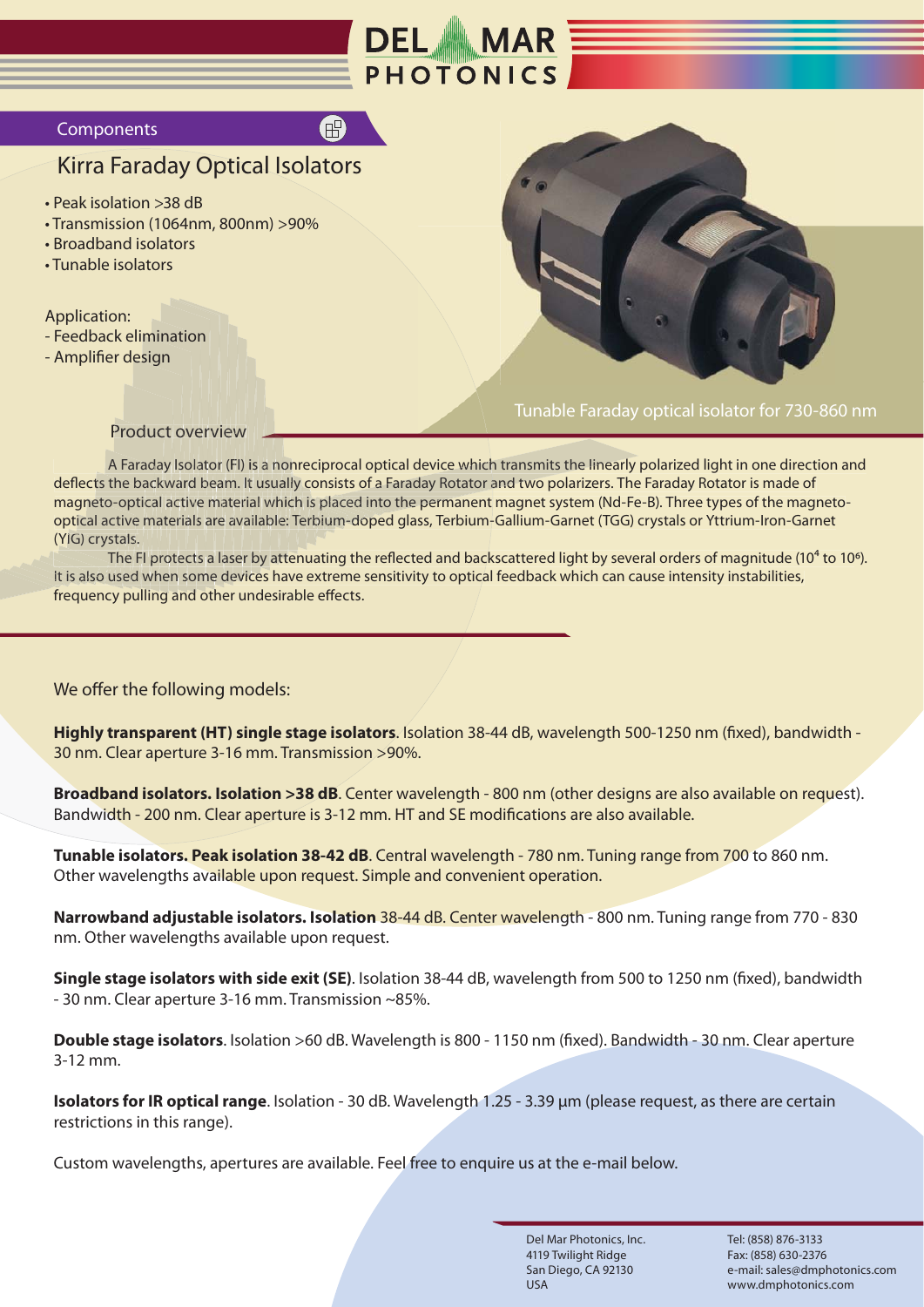Components

# Kirra Faraday Optical Isolators

- Peak isolation >38 dB
- Transmission (1064nm, 800nm) >90%
- Broadband isolators
- Tunable isolators

Application:
- Feedback elimination
- Amplifier design

Tunable Faraday optical isolator for 730-860 nm

## Product overview

A Faraday Isolator (FI) is a nonreciprocal optical device which transmits the linearly polarized light in one direction and deflects the backward beam. It usually consists of a Faraday Rotator and two polarizers. The Faraday Rotator is made of magneto-optical active material which is placed into the permanent magnet system (Nd-Fe-B). Three types of the magneto-optical active materials are available: Terbium-doped glass, Terbium-Gallium-Garnet (TGG) crystals or Yttrium-Iron-Garnet (YIG) crystals.

The FI protects a laser by attenuating the reflected and backscattered light by several orders of magnitude ($10^4$ to $10^6$). It is also used when some devices have extreme sensitivity to optical feedback which can cause intensity instabilities, frequency pulling and other undesirable effects.

We offer the following models:

**Highly transparent (HT) single stage isolators**. Isolation 38-44 dB, wavelength 500-1250 nm (fixed), bandwidth - 30 nm. Clear aperture 3-16 mm. Transmission >90%.

**Broadband isolators. Isolation >38 dB**. Center wavelength - 800 nm (other designs are also available on request). Bandwidth - 200 nm. Clear aperture is 3-12 mm. HT and SE modifications are also available.

**Tunable isolators. Peak isolation 38-42 dB**. Central wavelength - 780 nm. Tuning range from 700 to 860 nm. Other wavelengths available upon request. Simple and convenient operation.

**Narrowband adjustable isolators. Isolation** 38-44 dB. Center wavelength - 800 nm. Tuning range from 770 - 830 nm. Other wavelengths available upon request.

**Single stage isolators with side exit (SE)**. Isolation 38-44 dB, wavelength from 500 to 1250 nm (fixed), bandwidth - 30 nm. Clear aperture 3-16 mm. Transmission ~85%.

**Double stage isolators**. Isolation >60 dB. Wavelength is 800 - 1150 nm (fixed). Bandwidth - 30 nm. Clear aperture 3-12 mm.

**Isolators for IR optical range**. Isolation - 30 dB. Wavelength 1.25 - 3.39 µm (please request, as there are certain restrictions in this range).

Custom wavelengths, apertures are available. Feel free to enquire us at the e-mail below.

Del Mar Photonics, Inc.
4119 Twilight Ridge
San Diego, CA 92130
USA

Tel: (858) 876-3133
Fax: (858) 630-2376
e-mail: sales@dmphotonics.com
www.dmphotonics.com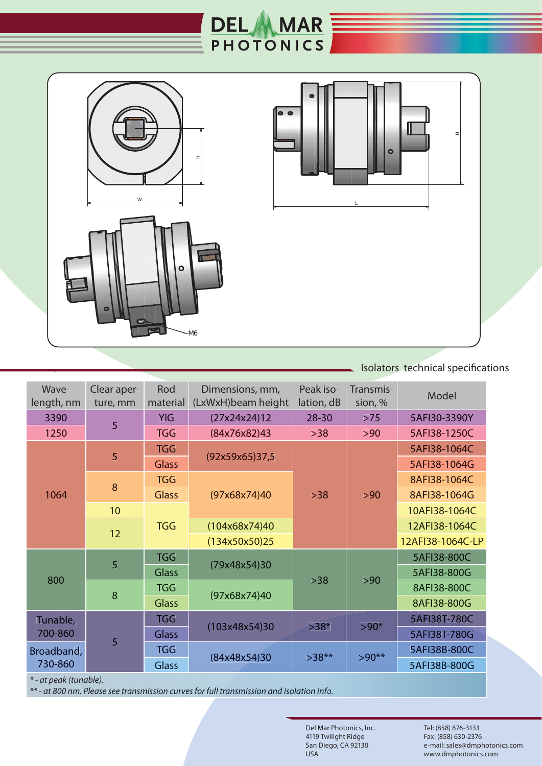Isolators technical specifications

| Wave-length, nm | Clear aperture, mm | Rod material | Dimensions, mm, (LxWxH)beam height | Peak isolation, dB | Transmission, % | Model |
|---|---|---|---|---|---|---|
| 3390 | 5 | YIG | (27x24x24)12 | 28-30 | >75 | 5AFI30-3390Y |
| 1250 | | TGG | (84x76x82)43 | >38 | >90 | 5AFI38-1250C |
| 1064 | 5 | TGG | (92x59x65)37,5 | >38 | >90 | 5AFI38-1064C |
| | | Glass | | | | 5AFI38-1064G |
| | 8 | TGG | (97x68x74)40 | | | 8AFI38-1064C |
| | | Glass | | | | 8AFI38-1064G |
| | 10 | TGG | | | | 10AFI38-1064C |
| | 12 | | (104x68x74)40 | | | 12AFI38-1064C |
| | | | (134x50x50)25 | | | 12AFI38-1064C-LP |
| 800 | 5 | TGG | (79x48x54)30 | >38 | >90 | 5AFI38-800C |
| | | Glass | | | | 5AFI38-800G |
| | 8 | TGG | (97x68x74)40 | | | 8AFI38-800C |
| | | Glass | | | | 8AFI38-800G |
| Tunable, 700-860 | 5 | TGG | (103x48x54)30 | >38* | >90* | 5AFI38T-780C |
| | | Glass | | | | 5AFI38T-780G |
| Broadband, 730-860 | | TGG | (84x48x54)30 | >38** | >90** | 5AFI38B-800C |
| | | Glass | | | | 5AFI38B-800G |

*\* - at peak (tunable).*

*\*\* - at 800 nm. Please see transmission curves for full transmission and isolation info.*

Del Mar Photonics, Inc.
4119 Twilight Ridge
San Diego, CA 92130
USA

Tel: (858) 876-3133
Fax: (858) 630-2376
e-mail: sales@dmphotonics.com
www.dmphotonics.com